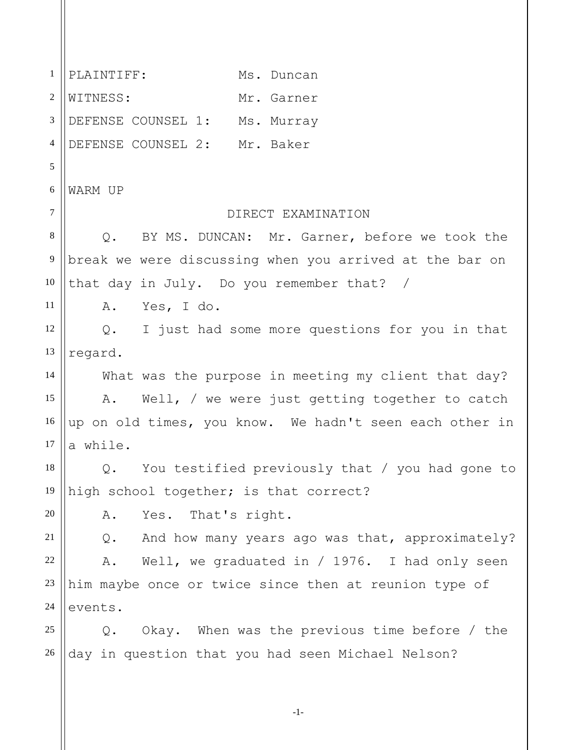PLAINTIFF: Ms. Duncan

WITNESS: Mr. Garner

DEFENSE COUNSEL 1: Ms. Murray

DEFENSE COUNSEL 2: Mr. Baker

WARM UP

DIRECT EXAMINATION

Q. BY MS. DUNCAN: Mr. Garner, before we took the break we were discussing when you arrived at the bar on that day in July. Do you remember that? /

A. Yes, I do.

Q. I just had some more questions for you in that regard.

What was the purpose in meeting my client that day?

A. Well, / we were just getting together to catch up on old times, you know. We hadn't seen each other in a while.

Q. You testified previously that / you had gone to high school together; is that correct?

A. Yes. That's right.

Q. And how many years ago was that, approximately?

A. Well, we graduated in / 1976. I had only seen him maybe once or twice since then at reunion type of events.

Q. Okay. When was the previous time before / the day in question that you had seen Michael Nelson?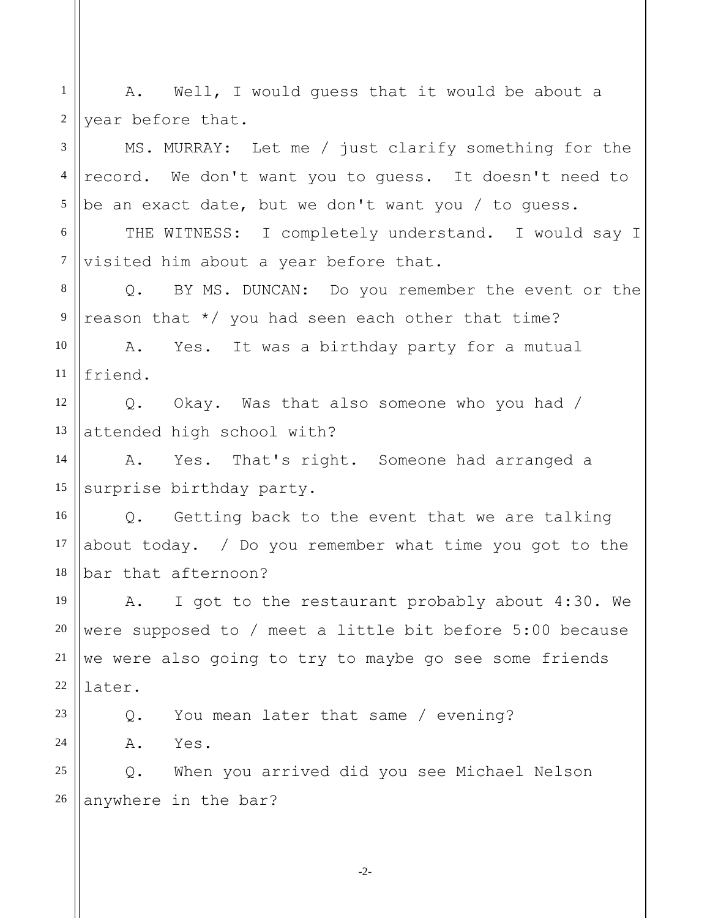A. Well, I would guess that it would be about a year before that.

MS. MURRAY: Let me / just clarify something for the record. We don't want you to guess. It doesn't need to be an exact date, but we don't want you / to guess.

THE WITNESS: I completely understand. I would say I visited him about a year before that.

Q. BY MS. DUNCAN: Do you remember the event or the reason that */ you had seen each other that time?

A. Yes. It was a birthday party for a mutual friend.

Q. Okay. Was that also someone who you had / attended high school with?

A. Yes. That's right. Someone had arranged a surprise birthday party.

Q. Getting back to the event that we are talking about today. / Do you remember what time you got to the bar that afternoon?

A. I got to the restaurant probably about 4:30. We were supposed to / meet a little bit before 5:00 because we were also going to try to maybe go see some friends later.

Q. You mean later that same / evening?

A. Yes.

Q. When you arrived did you see Michael Nelson anywhere in the bar?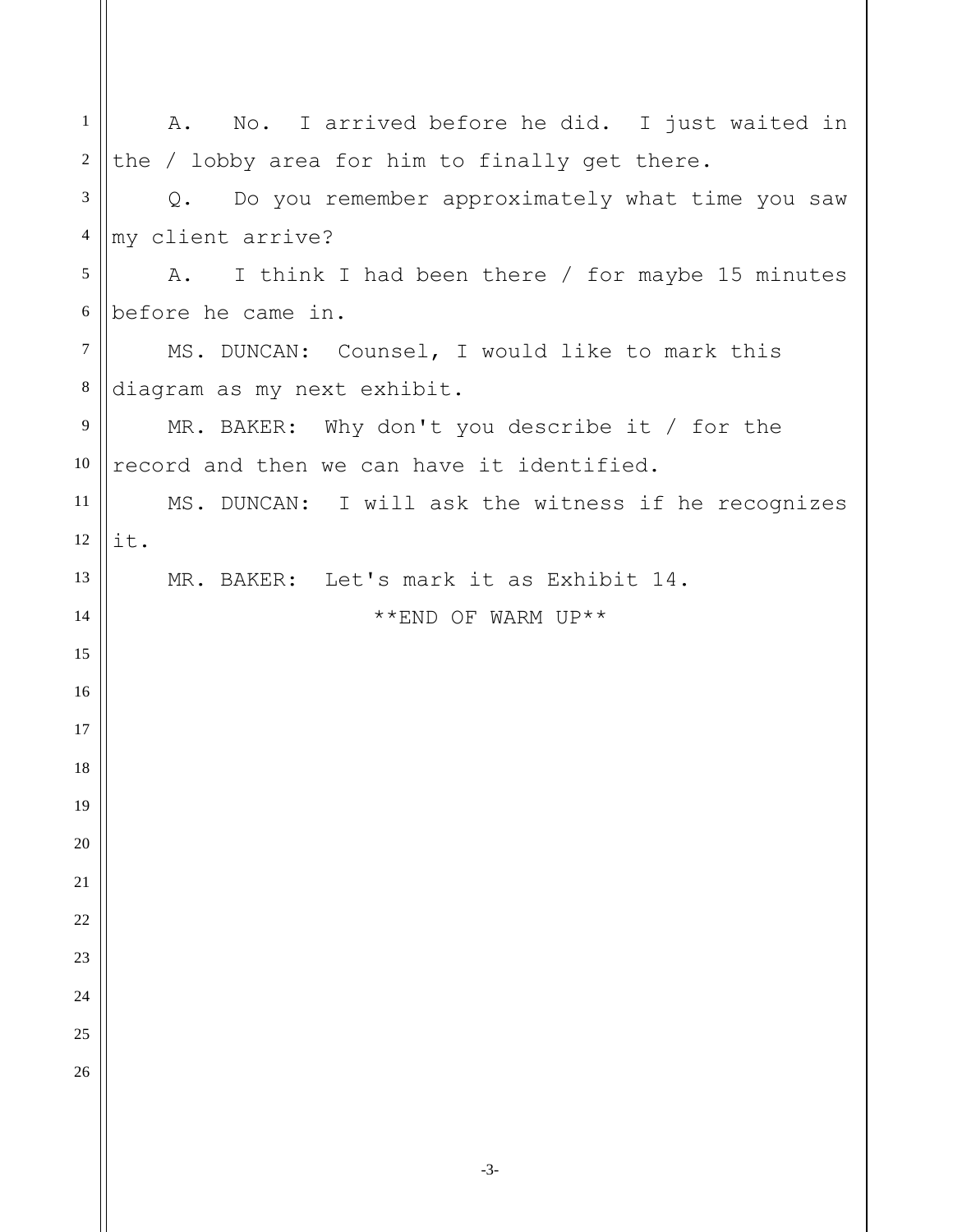A. No. I arrived before he did. I just waited in the / lobby area for him to finally get there.

Q. Do you remember approximately what time you saw my client arrive?

A. I think I had been there / for maybe 15 minutes before he came in.

MS. DUNCAN: Counsel, I would like to mark this diagram as my next exhibit.

MR. BAKER: Why don't you describe it / for the record and then we can have it identified.

MS. DUNCAN: I will ask the witness if he recognizes it.

MR. BAKER: Let's mark it as Exhibit 14.

**END OF WARM UP**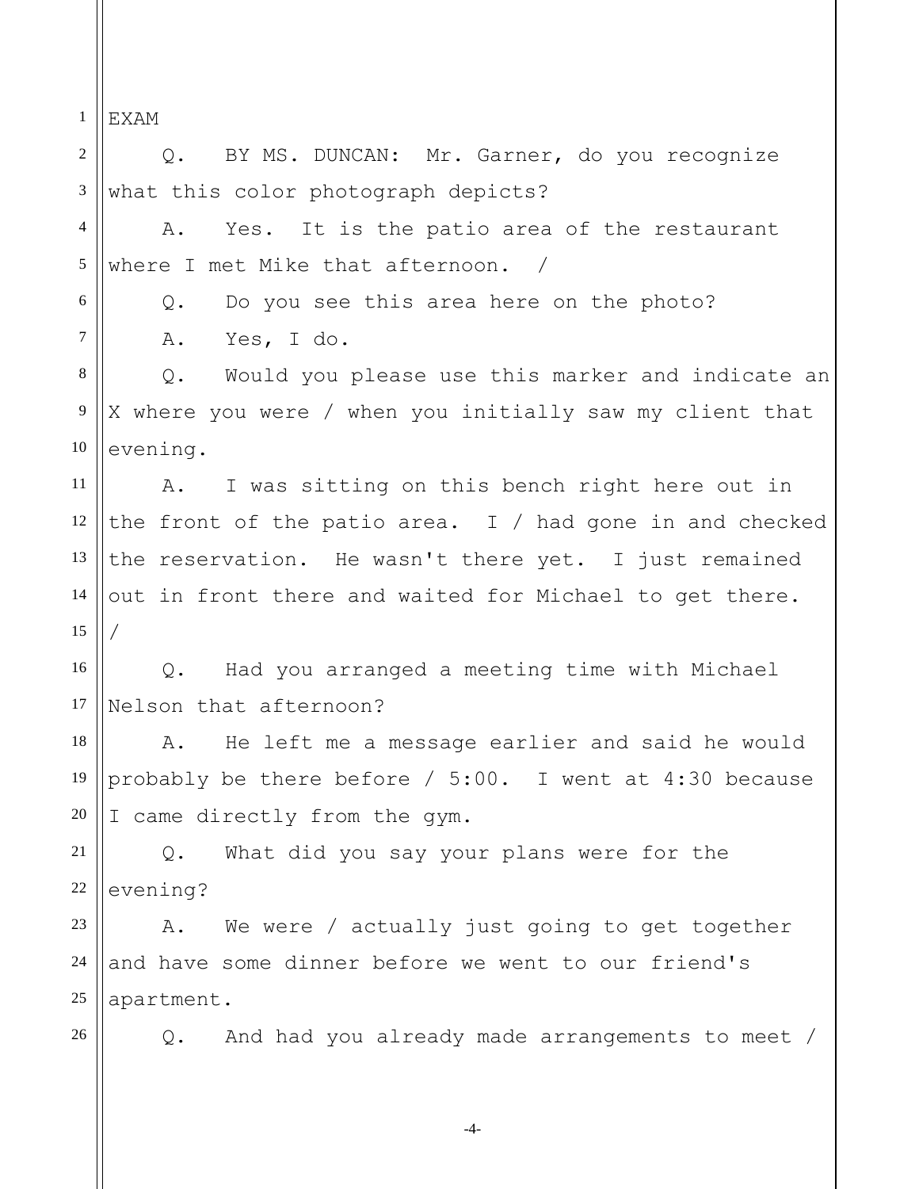EXAM

Q. BY MS. DUNCAN: Mr. Garner, do you recognize what this color photograph depicts?

A. Yes. It is the patio area of the restaurant where I met Mike that afternoon. /

Q. Do you see this area here on the photo?

A. Yes, I do.

Q. Would you please use this marker and indicate an X where you were / when you initially saw my client that evening.

A. I was sitting on this bench right here out in the front of the patio area. I / had gone in and checked the reservation. He wasn't there yet. I just remained out in front there and waited for Michael to get there. /

Q. Had you arranged a meeting time with Michael Nelson that afternoon?

A. He left me a message earlier and said he would probably be there before / 5:00. I went at 4:30 because I came directly from the gym.

Q. What did you say your plans were for the evening?

A. We were / actually just going to get together and have some dinner before we went to our friend's apartment.

Q. And had you already made arrangements to meet /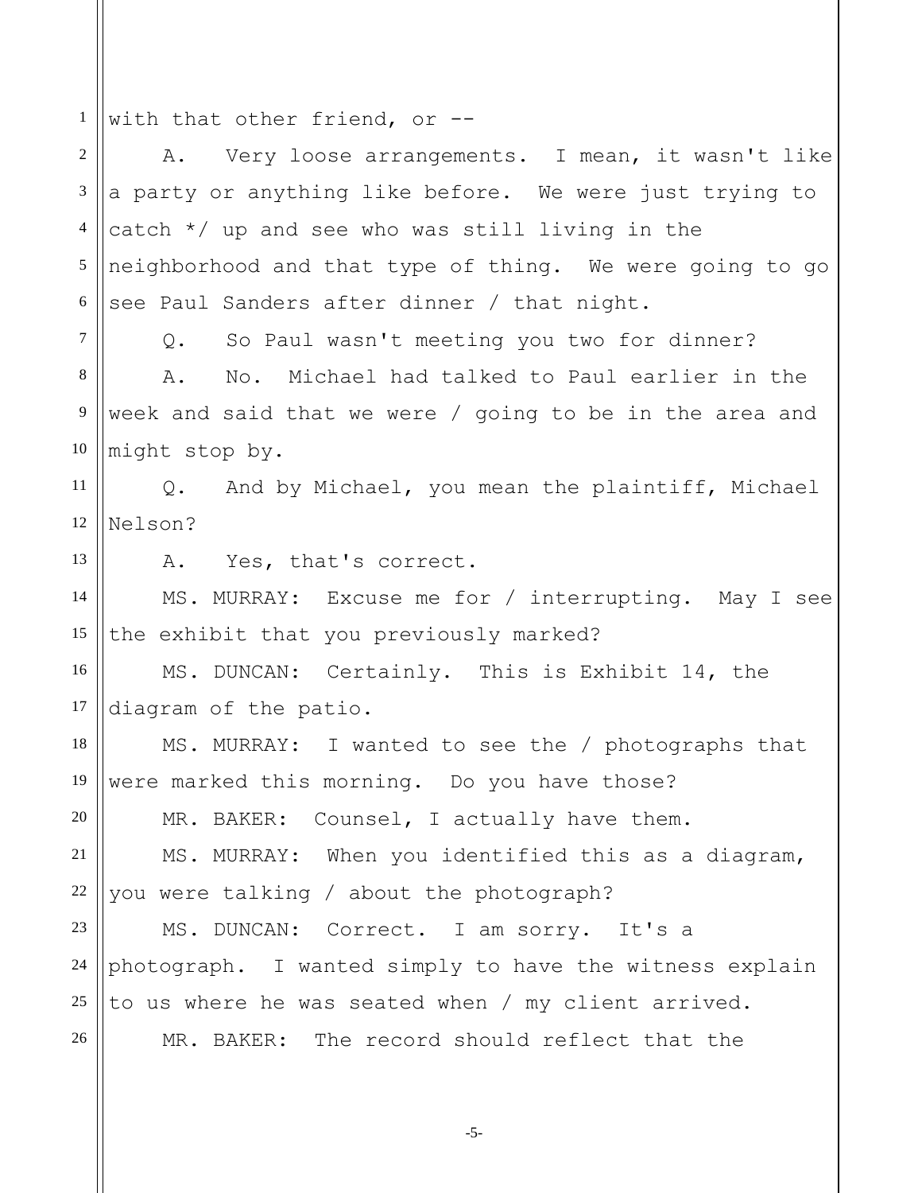with that other friend, or --

A. Very loose arrangements. I mean, it wasn't like a party or anything like before. We were just trying to catch */ up and see who was still living in the neighborhood and that type of thing. We were going to go see Paul Sanders after dinner / that night.

Q. So Paul wasn't meeting you two for dinner?

A. No. Michael had talked to Paul earlier in the week and said that we were / going to be in the area and might stop by.

Q. And by Michael, you mean the plaintiff, Michael Nelson?

A. Yes, that's correct.

MS. MURRAY: Excuse me for / interrupting. May I see the exhibit that you previously marked?

MS. DUNCAN: Certainly. This is Exhibit 14, the diagram of the patio.

MS. MURRAY: I wanted to see the / photographs that were marked this morning. Do you have those?

MR. BAKER: Counsel, I actually have them.

MS. MURRAY: When you identified this as a diagram, you were talking / about the photograph?

MS. DUNCAN: Correct. I am sorry. It's a photograph. I wanted simply to have the witness explain to us where he was seated when / my client arrived.

MR. BAKER: The record should reflect that the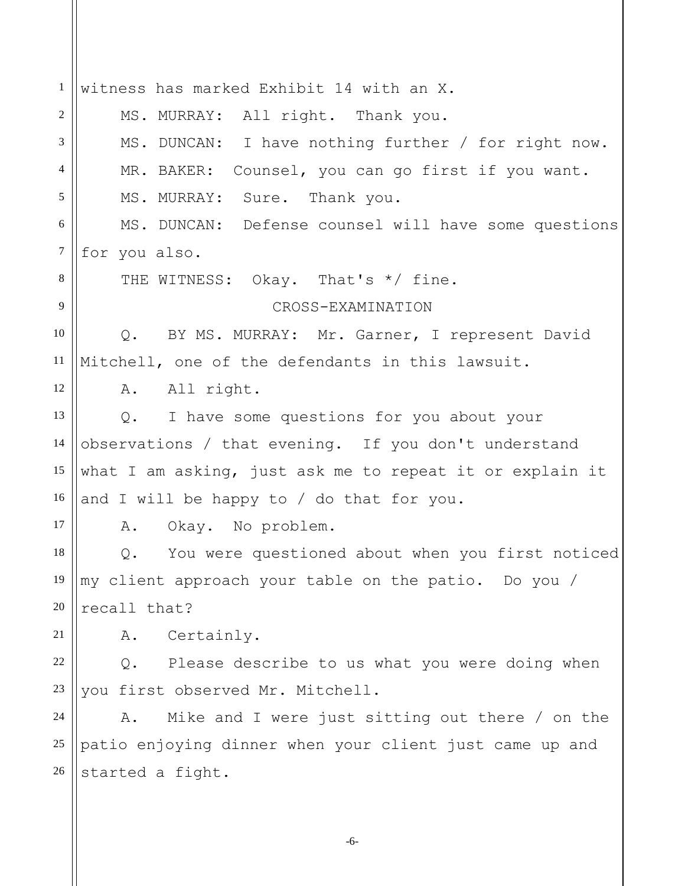witness has marked Exhibit 14 with an X.

MS. MURRAY: All right. Thank you.

MS. DUNCAN: I have nothing further / for right now.

MR. BAKER: Counsel, you can go first if you want.

MS. MURRAY: Sure. Thank you.

MS. DUNCAN: Defense counsel will have some questions for you also.

THE WITNESS: Okay. That's */ fine.

CROSS-EXAMINATION

Q. BY MS. MURRAY: Mr. Garner, I represent David Mitchell, one of the defendants in this lawsuit.

A. All right.

Q. I have some questions for you about your observations / that evening. If you don't understand what I am asking, just ask me to repeat it or explain it and I will be happy to / do that for you.

A. Okay. No problem.

Q. You were questioned about when you first noticed my client approach your table on the patio. Do you / recall that?

A. Certainly.

Q. Please describe to us what you were doing when you first observed Mr. Mitchell.

A. Mike and I were just sitting out there / on the patio enjoying dinner when your client just came up and started a fight.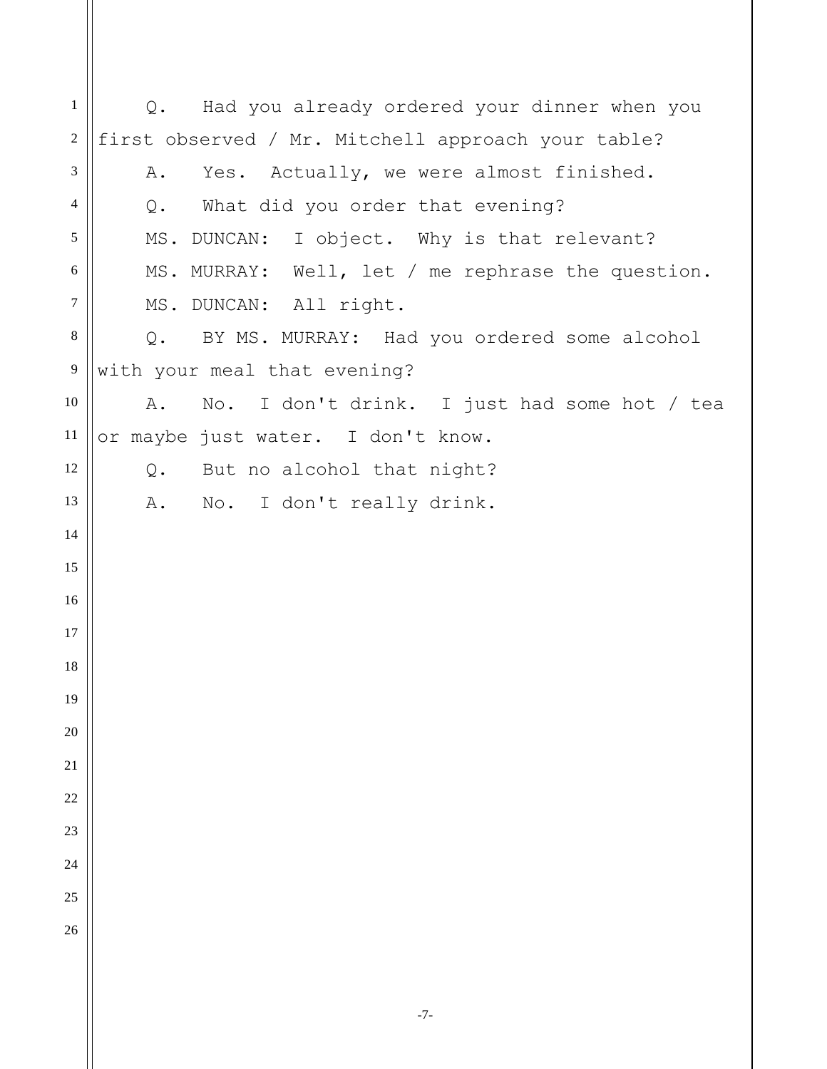Q. Had you already ordered your dinner when you first observed / Mr. Mitchell approach your table?

A. Yes. Actually, we were almost finished.

Q. What did you order that evening?

MS. DUNCAN: I object. Why is that relevant?

MS. MURRAY: Well, let / me rephrase the question.

MS. DUNCAN: All right.

Q. BY MS. MURRAY: Had you ordered some alcohol with your meal that evening?

A. No. I don't drink. I just had some hot / tea or maybe just water. I don't know.

Q. But no alcohol that night?

A. No. I don't really drink.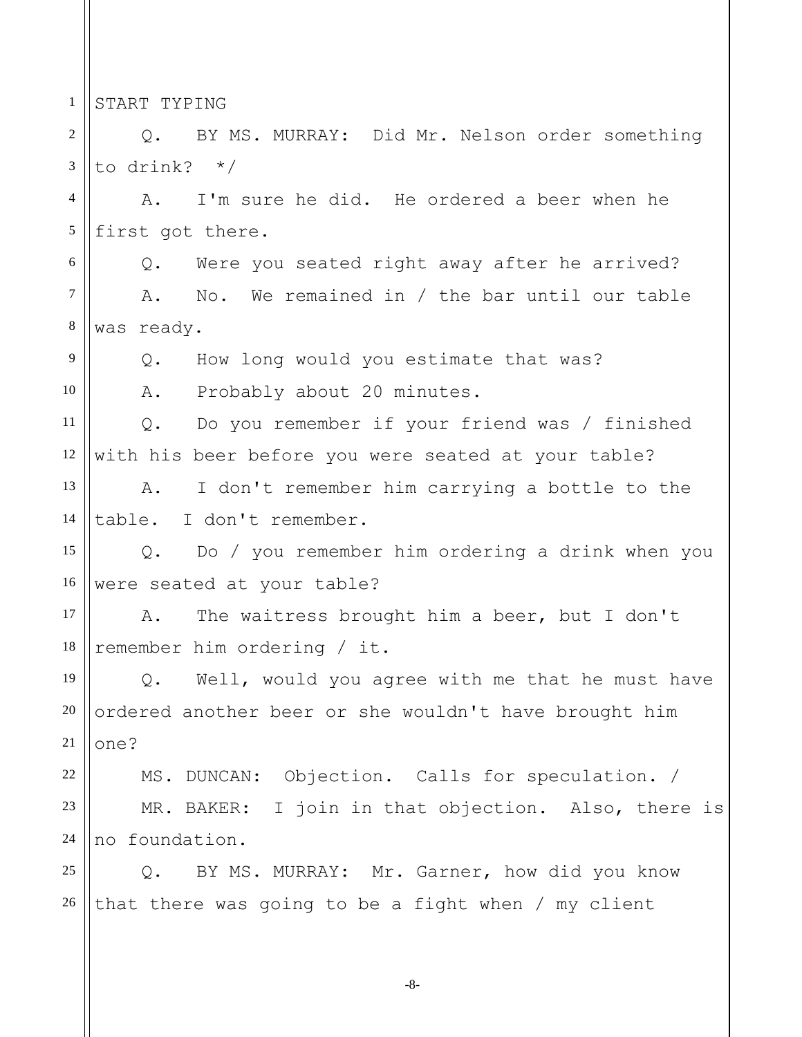START TYPING

Q. BY MS. MURRAY: Did Mr. Nelson order something to drink? */

A. I'm sure he did. He ordered a beer when he first got there.

Q. Were you seated right away after he arrived?

A. No. We remained in / the bar until our table was ready.

Q. How long would you estimate that was?

A. Probably about 20 minutes.

Q. Do you remember if your friend was / finished with his beer before you were seated at your table?

A. I don't remember him carrying a bottle to the table. I don't remember.

Q. Do / you remember him ordering a drink when you were seated at your table?

A. The waitress brought him a beer, but I don't remember him ordering / it.

Q. Well, would you agree with me that he must have ordered another beer or she wouldn't have brought him one?

MS. DUNCAN: Objection. Calls for speculation. /

MR. BAKER: I join in that objection. Also, there is no foundation.

Q. BY MS. MURRAY: Mr. Garner, how did you know that there was going to be a fight when / my client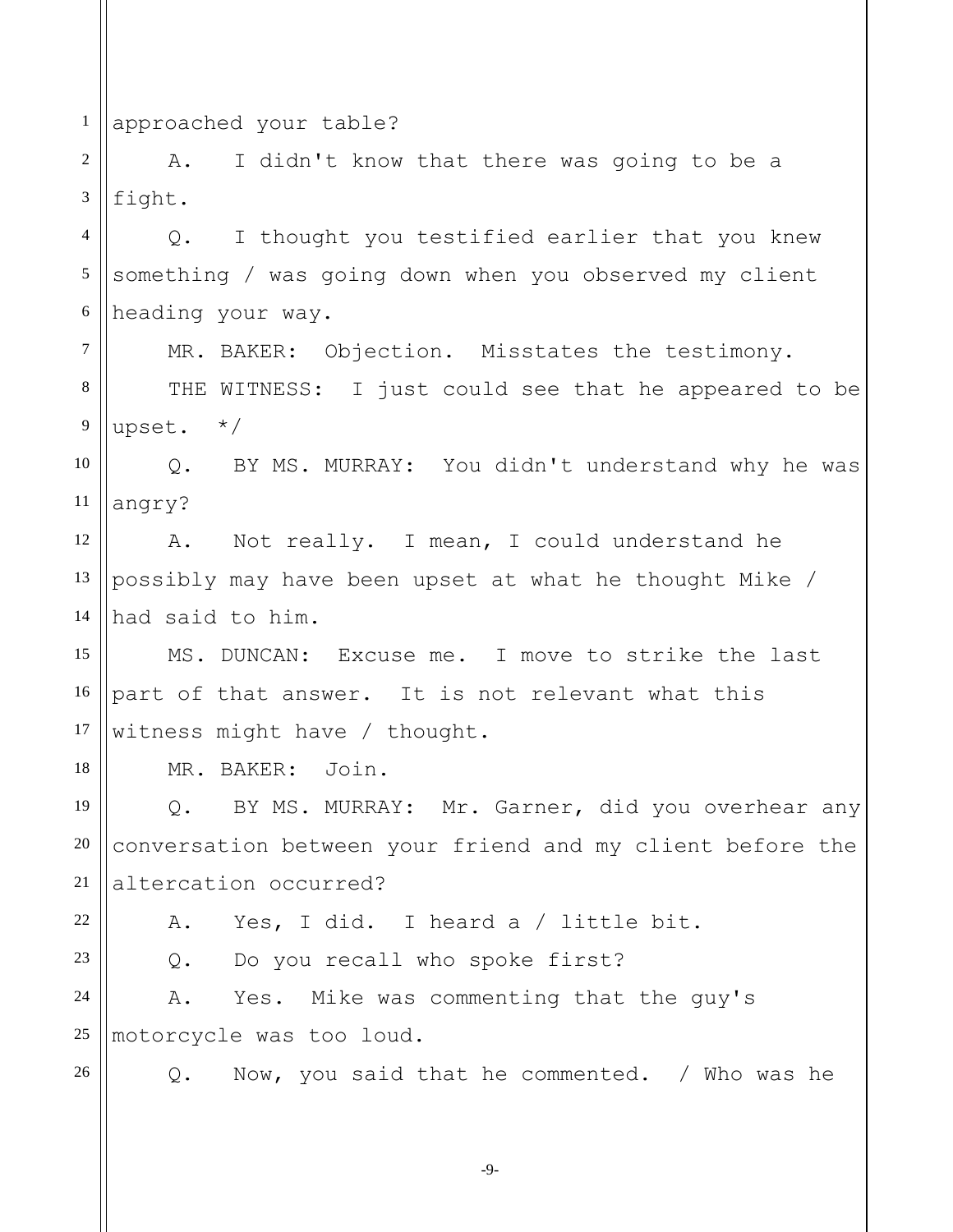approached your table?

A. I didn't know that there was going to be a fight.

Q. I thought you testified earlier that you knew something / was going down when you observed my client heading your way.

MR. BAKER: Objection. Misstates the testimony.

THE WITNESS: I just could see that he appeared to be upset. */

Q. BY MS. MURRAY: You didn't understand why he was angry?

A. Not really. I mean, I could understand he possibly may have been upset at what he thought Mike / had said to him.

MS. DUNCAN: Excuse me. I move to strike the last part of that answer. It is not relevant what this witness might have / thought.

MR. BAKER: Join.

Q. BY MS. MURRAY: Mr. Garner, did you overhear any conversation between your friend and my client before the altercation occurred?

A. Yes, I did. I heard a / little bit.

Q. Do you recall who spoke first?

A. Yes. Mike was commenting that the guy's motorcycle was too loud.

Q. Now, you said that he commented. / Who was he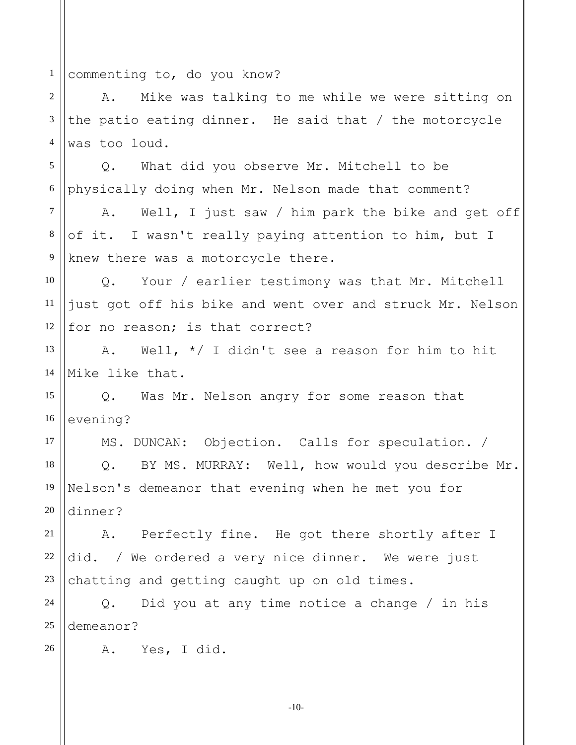commenting to, do you know?

A. Mike was talking to me while we were sitting on the patio eating dinner. He said that / the motorcycle was too loud.

Q. What did you observe Mr. Mitchell to be physically doing when Mr. Nelson made that comment?

A. Well, I just saw / him park the bike and get off of it. I wasn't really paying attention to him, but I knew there was a motorcycle there.

Q. Your / earlier testimony was that Mr. Mitchell just got off his bike and went over and struck Mr. Nelson for no reason; is that correct?

A. Well, */ I didn't see a reason for him to hit Mike like that.

Q. Was Mr. Nelson angry for some reason that evening?

MS. DUNCAN: Objection. Calls for speculation. /

Q. BY MS. MURRAY: Well, how would you describe Mr. Nelson's demeanor that evening when he met you for dinner?

A. Perfectly fine. He got there shortly after I did. / We ordered a very nice dinner. We were just chatting and getting caught up on old times.

Q. Did you at any time notice a change / in his demeanor?

A. Yes, I did.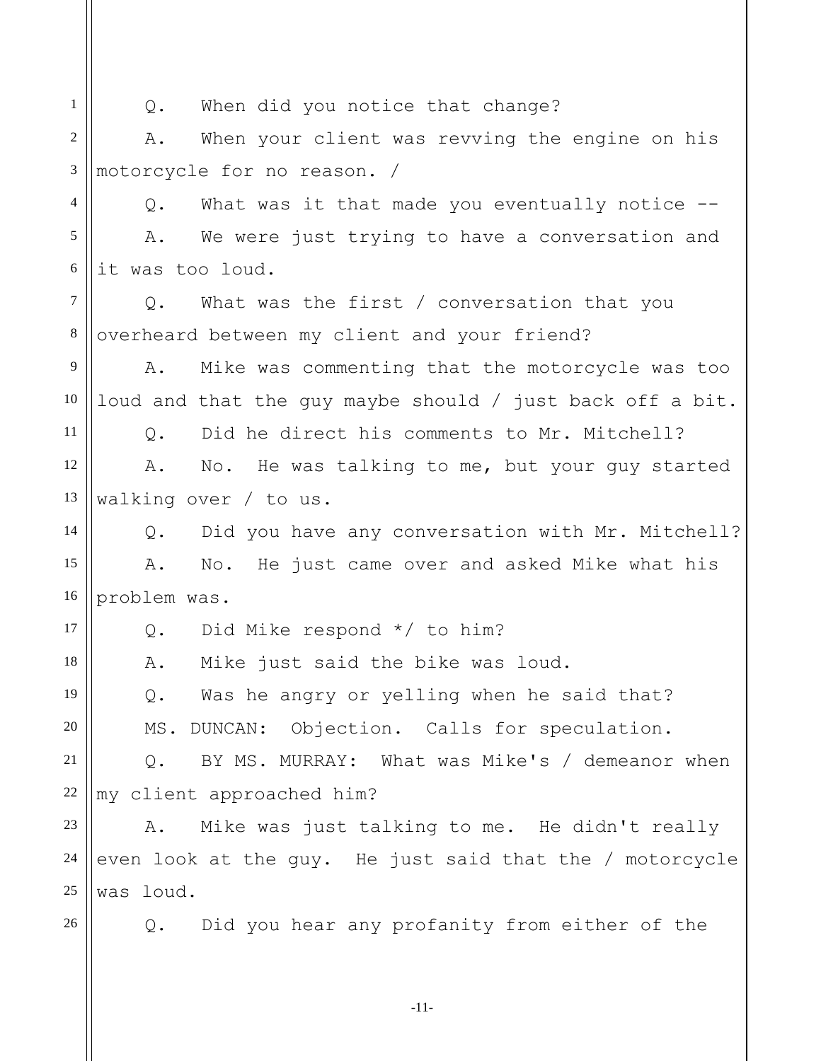Q. When did you notice that change?

A. When your client was revving the engine on his motorcycle for no reason. /

Q. What was it that made you eventually notice --

A. We were just trying to have a conversation and it was too loud.

Q. What was the first / conversation that you overheard between my client and your friend?

A. Mike was commenting that the motorcycle was too loud and that the guy maybe should / just back off a bit.

Q. Did he direct his comments to Mr. Mitchell?

A. No. He was talking to me, but your guy started walking over / to us.

Q. Did you have any conversation with Mr. Mitchell?

A. No. He just came over and asked Mike what his problem was.

Q. Did Mike respond */ to him?

A. Mike just said the bike was loud.

Q. Was he angry or yelling when he said that?

MS. DUNCAN: Objection. Calls for speculation.

Q. BY MS. MURRAY: What was Mike's / demeanor when my client approached him?

A. Mike was just talking to me. He didn't really even look at the guy. He just said that the / motorcycle was loud.

Q. Did you hear any profanity from either of the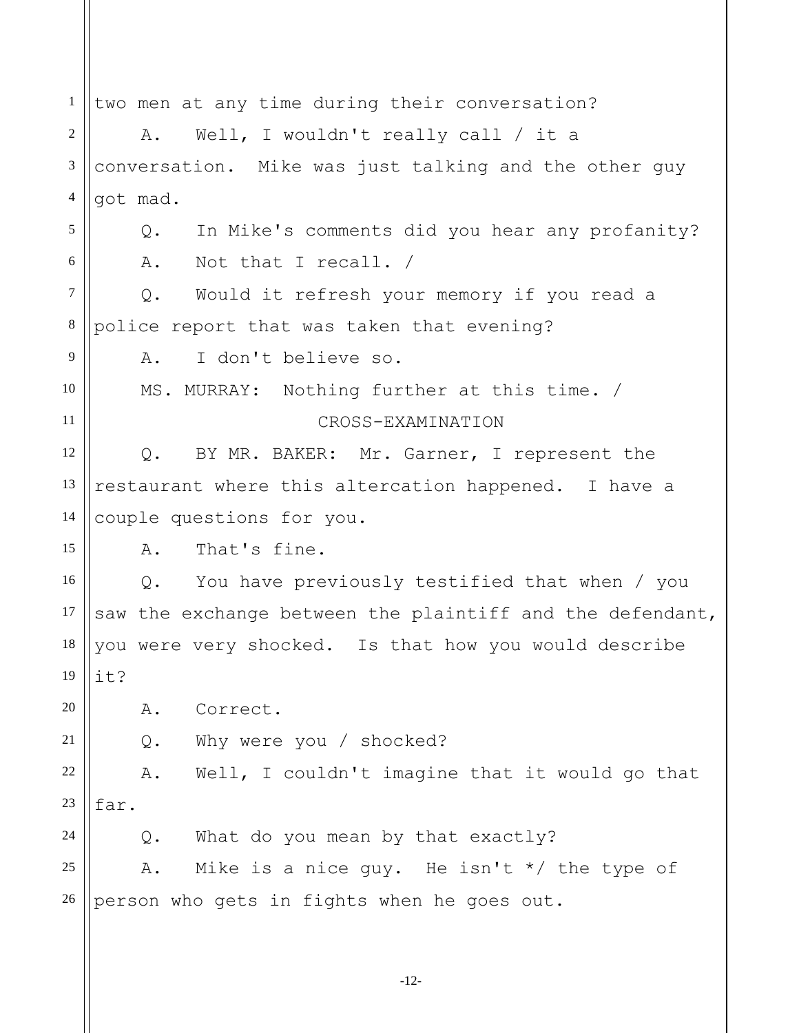two men at any time during their conversation?

A. Well, I wouldn't really call / it a conversation. Mike was just talking and the other guy got mad.

Q. In Mike's comments did you hear any profanity?

A. Not that I recall. /

Q. Would it refresh your memory if you read a police report that was taken that evening?

A. I don't believe so.

MS. MURRAY: Nothing further at this time. /

CROSS-EXAMINATION

Q. BY MR. BAKER: Mr. Garner, I represent the restaurant where this altercation happened. I have a couple questions for you.

A. That's fine.

Q. You have previously testified that when / you saw the exchange between the plaintiff and the defendant, you were very shocked. Is that how you would describe it?

A. Correct.

Q. Why were you / shocked?

A. Well, I couldn't imagine that it would go that far.

Q. What do you mean by that exactly?

A. Mike is a nice guy. He isn't */ the type of person who gets in fights when he goes out.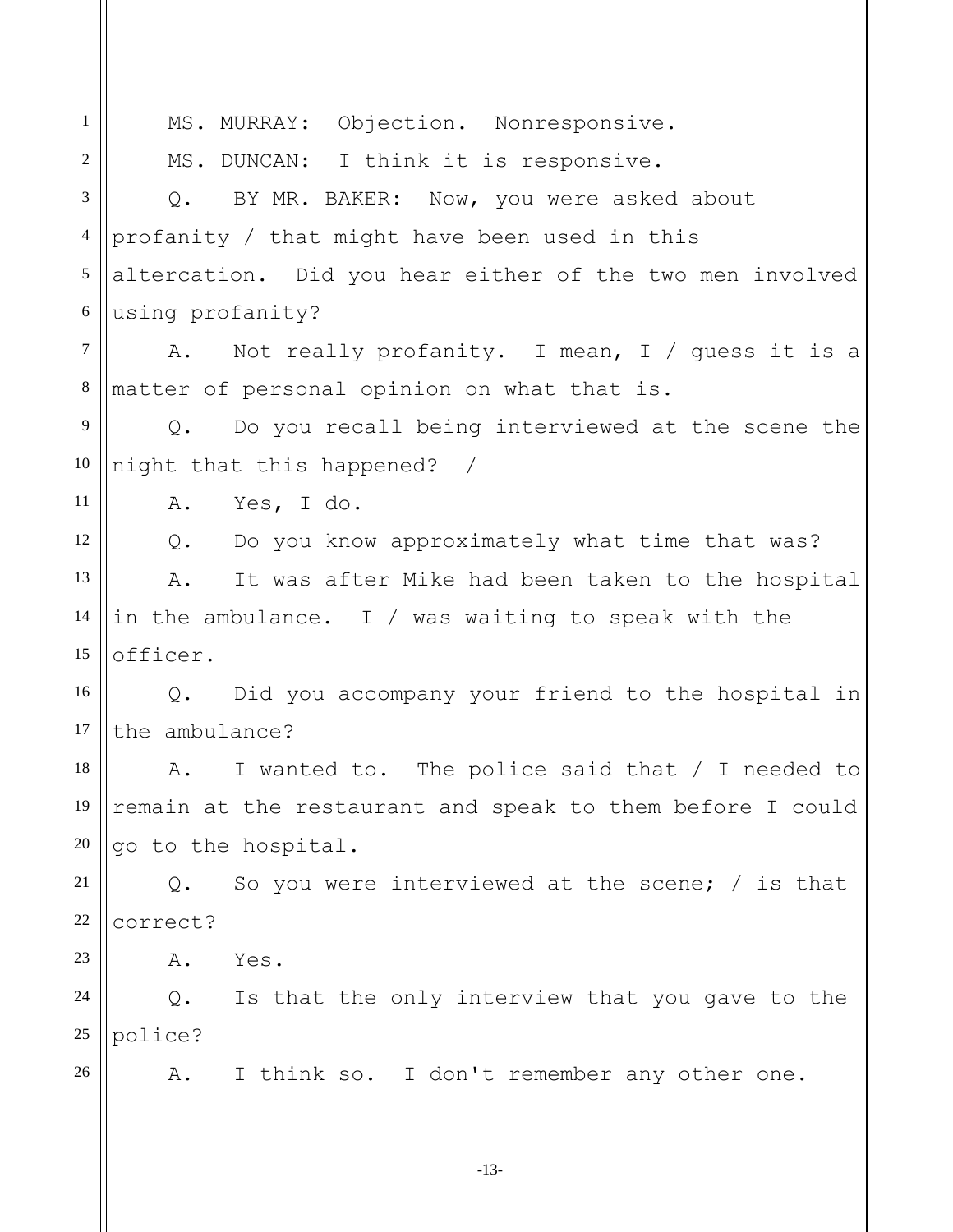MS. MURRAY: Objection. Nonresponsive.

MS. DUNCAN: I think it is responsive.

Q. BY MR. BAKER: Now, you were asked about profanity / that might have been used in this altercation. Did you hear either of the two men involved using profanity?

A. Not really profanity. I mean, I / guess it is a matter of personal opinion on what that is.

Q. Do you recall being interviewed at the scene the night that this happened? /

A. Yes, I do.

Q. Do you know approximately what time that was?

A. It was after Mike had been taken to the hospital in the ambulance. I / was waiting to speak with the officer.

Q. Did you accompany your friend to the hospital in the ambulance?

A. I wanted to. The police said that / I needed to remain at the restaurant and speak to them before I could go to the hospital.

Q. So you were interviewed at the scene; / is that correct?

A. Yes.

Q. Is that the only interview that you gave to the police?

A. I think so. I don't remember any other one.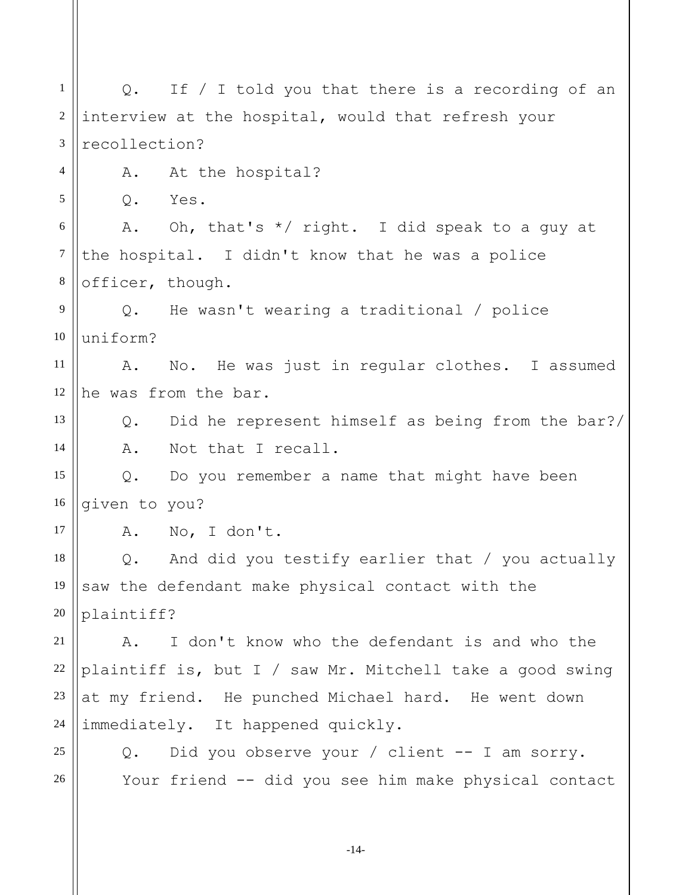Q. If / I told you that there is a recording of an interview at the hospital, would that refresh your recollection?

A. At the hospital?

Q. Yes.

A. Oh, that's */ right. I did speak to a guy at the hospital. I didn't know that he was a police officer, though.

Q. He wasn't wearing a traditional / police uniform?

A. No. He was just in regular clothes. I assumed he was from the bar.

Q. Did he represent himself as being from the bar?/

A. Not that I recall.

Q. Do you remember a name that might have been given to you?

A. No, I don't.

Q. And did you testify earlier that / you actually saw the defendant make physical contact with the plaintiff?

A. I don't know who the defendant is and who the plaintiff is, but I / saw Mr. Mitchell take a good swing at my friend. He punched Michael hard. He went down immediately. It happened quickly.

Q. Did you observe your / client -- I am sorry.

Your friend -- did you see him make physical contact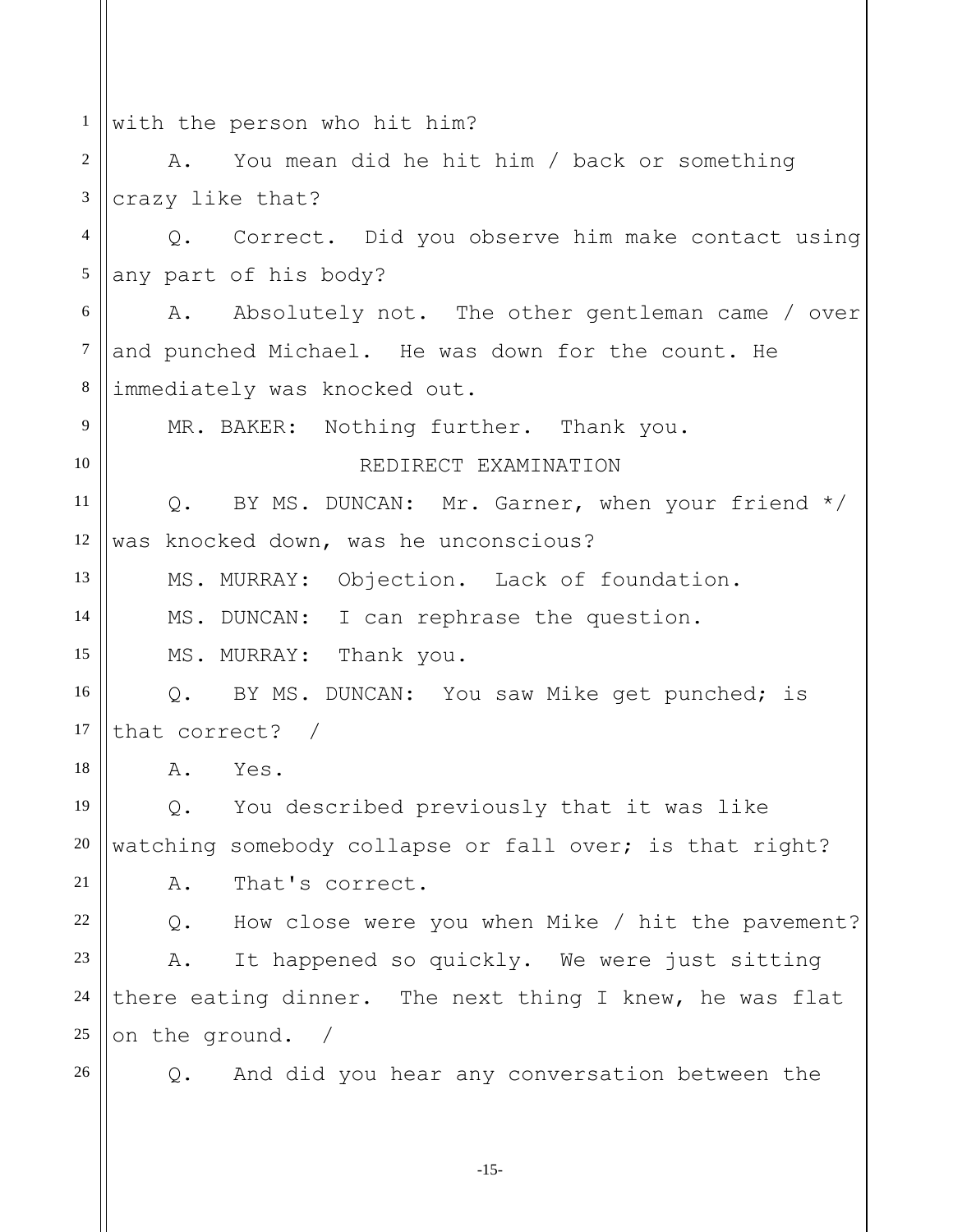with the person who hit him?

A. You mean did he hit him / back or something crazy like that?

Q. Correct. Did you observe him make contact using any part of his body?

A. Absolutely not. The other gentleman came / over and punched Michael. He was down for the count. He immediately was knocked out.

MR. BAKER: Nothing further. Thank you.

REDIRECT EXAMINATION

Q. BY MS. DUNCAN: Mr. Garner, when your friend */ was knocked down, was he unconscious?

MS. MURRAY: Objection. Lack of foundation.

MS. DUNCAN: I can rephrase the question.

MS. MURRAY: Thank you.

Q. BY MS. DUNCAN: You saw Mike get punched; is that correct? /

A. Yes.

Q. You described previously that it was like watching somebody collapse or fall over; is that right?

A. That's correct.

Q. How close were you when Mike / hit the pavement?

A. It happened so quickly. We were just sitting there eating dinner. The next thing I knew, he was flat on the ground. /

Q. And did you hear any conversation between the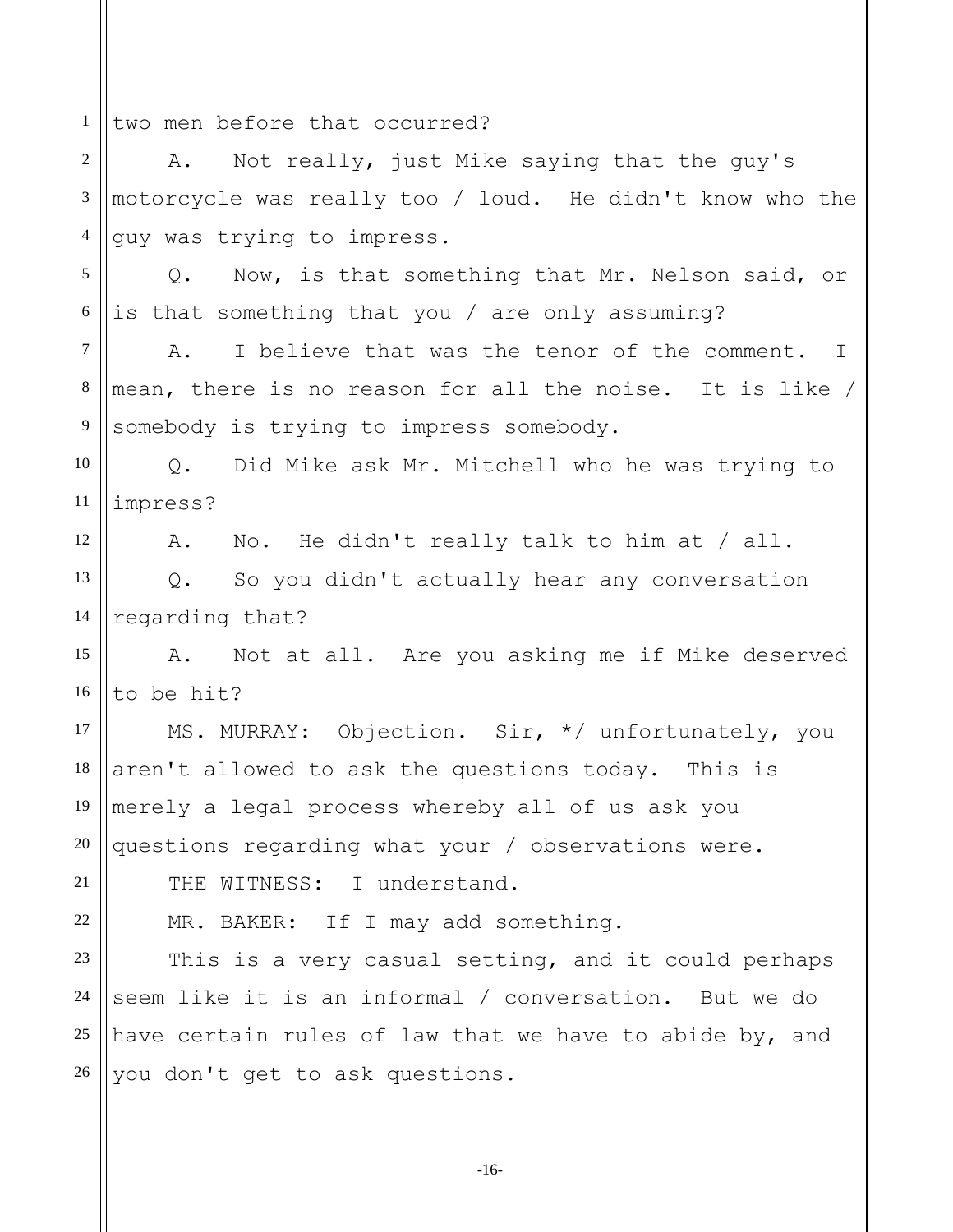two men before that occurred?

A. Not really, just Mike saying that the guy's motorcycle was really too / loud. He didn't know who the guy was trying to impress.

Q. Now, is that something that Mr. Nelson said, or is that something that you / are only assuming?

A. I believe that was the tenor of the comment. I mean, there is no reason for all the noise. It is like / somebody is trying to impress somebody.

Q. Did Mike ask Mr. Mitchell who he was trying to impress?

A. No. He didn't really talk to him at / all.

Q. So you didn't actually hear any conversation regarding that?

A. Not at all. Are you asking me if Mike deserved to be hit?

MS. MURRAY: Objection. Sir, */ unfortunately, you aren't allowed to ask the questions today. This is merely a legal process whereby all of us ask you questions regarding what your / observations were.

THE WITNESS: I understand.

MR. BAKER: If I may add something.

This is a very casual setting, and it could perhaps seem like it is an informal / conversation. But we do have certain rules of law that we have to abide by, and you don't get to ask questions.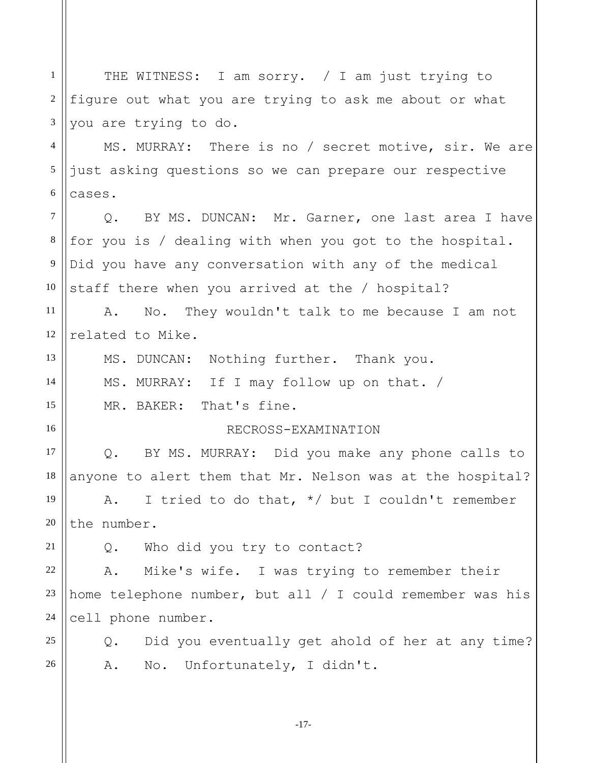THE WITNESS: I am sorry. / I am just trying to figure out what you are trying to ask me about or what you are trying to do.

MS. MURRAY: There is no / secret motive, sir. We are just asking questions so we can prepare our respective cases.

Q. BY MS. DUNCAN: Mr. Garner, one last area I have for you is / dealing with when you got to the hospital. Did you have any conversation with any of the medical staff there when you arrived at the / hospital?

A. No. They wouldn't talk to me because I am not related to Mike.

MS. DUNCAN: Nothing further. Thank you.

MS. MURRAY: If I may follow up on that. /

MR. BAKER: That's fine.

RECROSS-EXAMINATION

Q. BY MS. MURRAY: Did you make any phone calls to anyone to alert them that Mr. Nelson was at the hospital?

A. I tried to do that, */ but I couldn't remember the number.

Q. Who did you try to contact?

A. Mike's wife. I was trying to remember their home telephone number, but all / I could remember was his cell phone number.

Q. Did you eventually get ahold of her at any time?

A. No. Unfortunately, I didn't.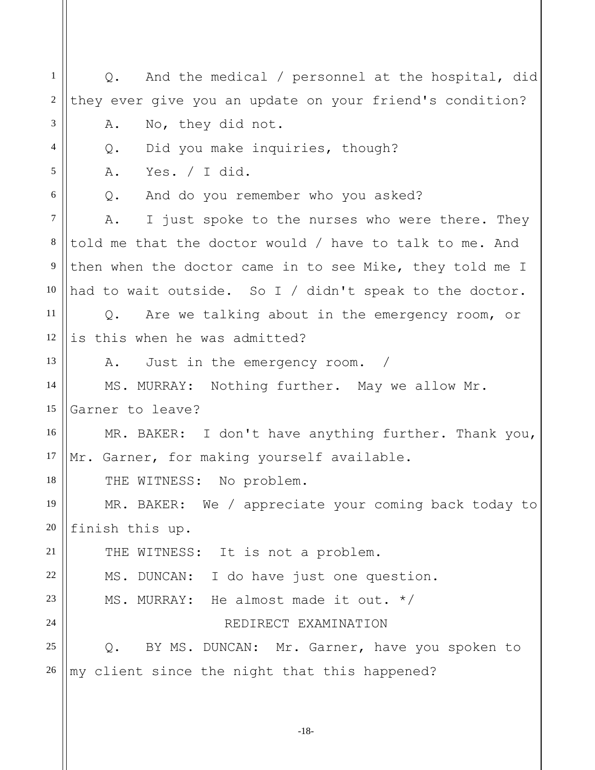Q. And the medical / personnel at the hospital, did they ever give you an update on your friend's condition?

A. No, they did not.

Q. Did you make inquiries, though?

A. Yes. / I did.

Q. And do you remember who you asked?

A. I just spoke to the nurses who were there. They told me that the doctor would / have to talk to me. And then when the doctor came in to see Mike, they told me I had to wait outside. So I / didn't speak to the doctor.

Q. Are we talking about in the emergency room, or is this when he was admitted?

A. Just in the emergency room. /

MS. MURRAY: Nothing further. May we allow Mr. Garner to leave?

MR. BAKER: I don't have anything further. Thank you, Mr. Garner, for making yourself available.

THE WITNESS: No problem.

MR. BAKER: We / appreciate your coming back today to finish this up.

THE WITNESS: It is not a problem.

MS. DUNCAN: I do have just one question.

MS. MURRAY: He almost made it out. */

REDIRECT EXAMINATION

Q. BY MS. DUNCAN: Mr. Garner, have you spoken to my client since the night that this happened?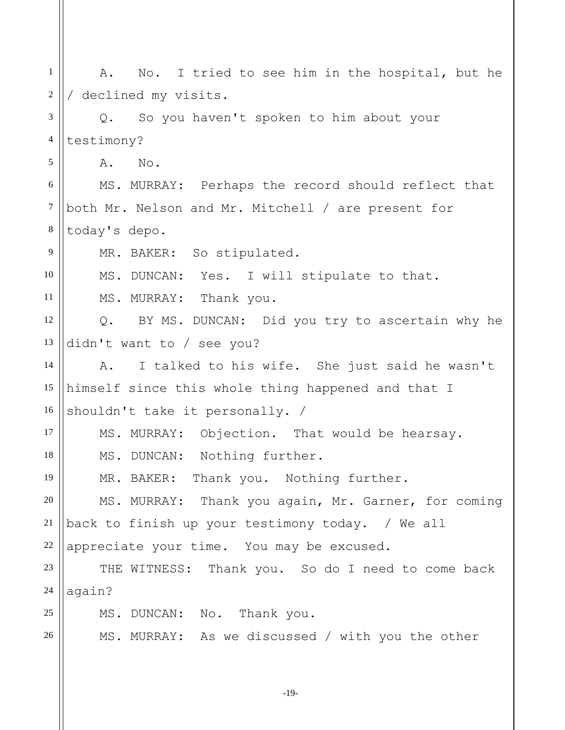A. No. I tried to see him in the hospital, but he / declined my visits.

Q. So you haven't spoken to him about your testimony?

A. No.

MS. MURRAY: Perhaps the record should reflect that both Mr. Nelson and Mr. Mitchell / are present for today's depo.

MR. BAKER: So stipulated.

MS. DUNCAN: Yes. I will stipulate to that.

MS. MURRAY: Thank you.

Q. BY MS. DUNCAN: Did you try to ascertain why he didn't want to / see you?

A. I talked to his wife. She just said he wasn't himself since this whole thing happened and that I shouldn't take it personally. /

MS. MURRAY: Objection. That would be hearsay.

MS. DUNCAN: Nothing further.

MR. BAKER: Thank you. Nothing further.

MS. MURRAY: Thank you again, Mr. Garner, for coming back to finish up your testimony today. / We all appreciate your time. You may be excused.

THE WITNESS: Thank you. So do I need to come back again?

MS. DUNCAN: No. Thank you.

MS. MURRAY: As we discussed / with you the other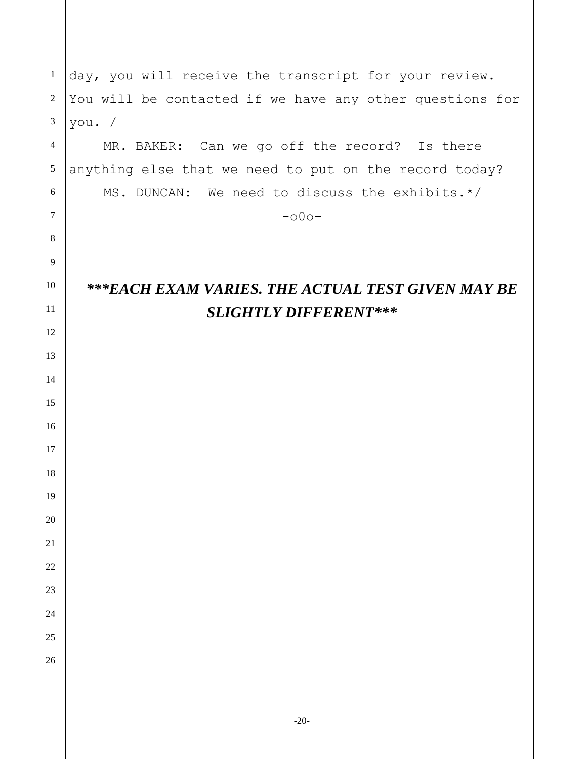day, you will receive the transcript for your review. You will be contacted if we have any other questions for you. /

MR. BAKER: Can we go off the record? Is there anything else that we need to put on the record today?

MS. DUNCAN: We need to discuss the exhibits.*/

-o0o-

***EACH EXAM VARIES. THE ACTUAL TEST GIVEN MAY BE SLIGHTLY DIFFERENT***